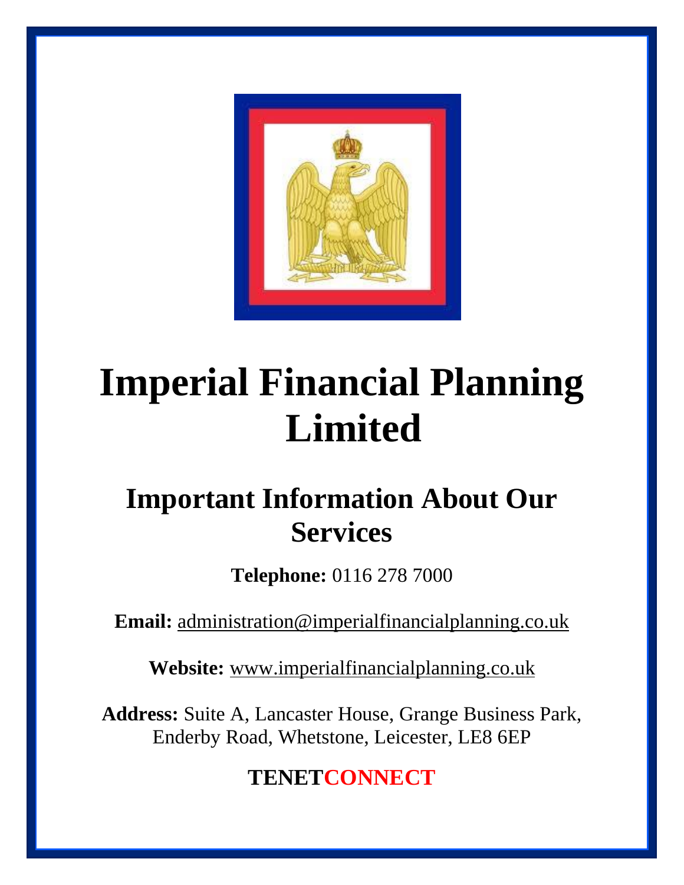# Imperial Financial Planning Limited

## Important Information About Our Services

**Telephone:** 0116 278 7000

**Email:** administration@imperialfinancialplanning.co.uk

**Website:** www.imperialfinancialplanning.co.uk

**Address:** Suite A, Lancaster House, Grange Business Park, Enderby Road, Whetstone, Leicester, LE8 6EP

**TENETCONNECT**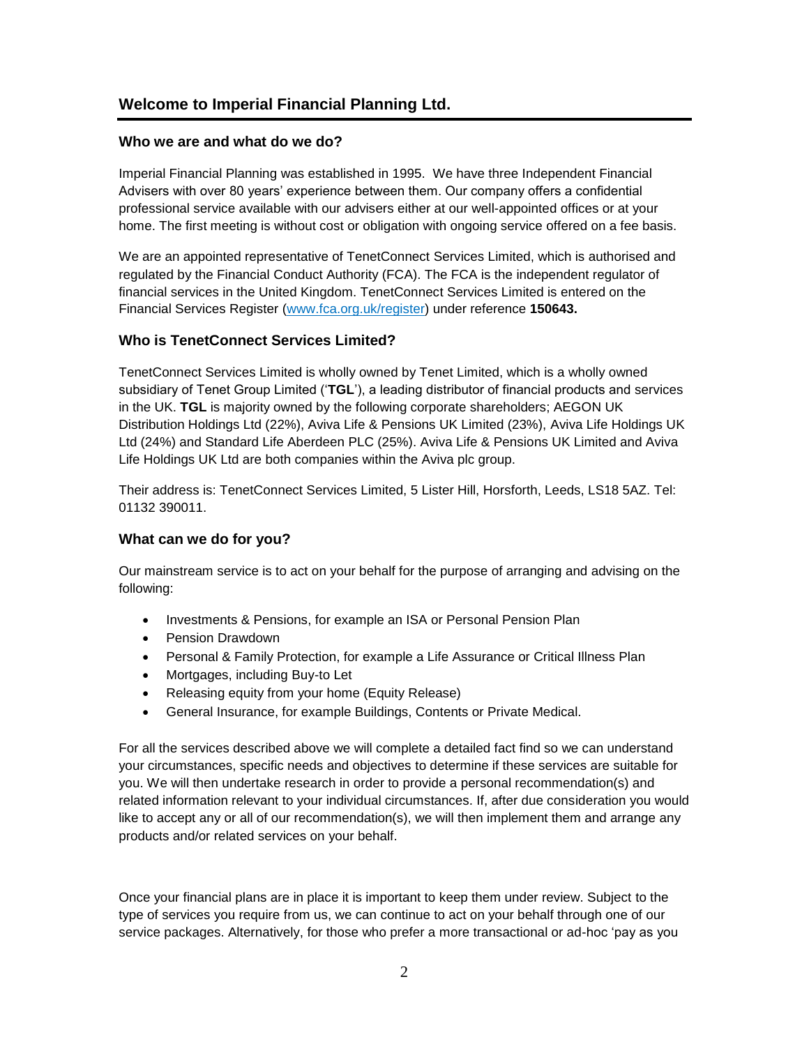## Welcome to Imperial Financial Planning Ltd.

### Who we are and what do we do?

Imperial Financial Planning was established in 1995. We have three Independent Financial Advisers with over 80 years' experience between them. Our company offers a confidential professional service available with our advisers either at our well-appointed offices or at your home. The first meeting is without cost or obligation with ongoing service offered on a fee basis.

We are an appointed representative of TenetConnect Services Limited, which is authorised and regulated by the Financial Conduct Authority (FCA). The FCA is the independent regulator of financial services in the United Kingdom. TenetConnect Services Limited is entered on the Financial Services Register (www.fca.org.uk/register) under reference **150643.**

### Who is TenetConnect Services Limited?

TenetConnect Services Limited is wholly owned by Tenet Limited, which is a wholly owned subsidiary of Tenet Group Limited ('**TGL**'), a leading distributor of financial products and services in the UK. **TGL** is majority owned by the following corporate shareholders; AEGON UK Distribution Holdings Ltd (22%), Aviva Life & Pensions UK Limited (23%), Aviva Life Holdings UK Ltd (24%) and Standard Life Aberdeen PLC (25%). Aviva Life & Pensions UK Limited and Aviva Life Holdings UK Ltd are both companies within the Aviva plc group.

Their address is: TenetConnect Services Limited, 5 Lister Hill, Horsforth, Leeds, LS18 5AZ. Tel: 01132 390011.

### What can we do for you?

Our mainstream service is to act on your behalf for the purpose of arranging and advising on the following:

- Investments & Pensions, for example an ISA or Personal Pension Plan
- Pension Drawdown
- Personal & Family Protection, for example a Life Assurance or Critical Illness Plan
- Mortgages, including Buy-to Let
- Releasing equity from your home (Equity Release)
- General Insurance, for example Buildings, Contents or Private Medical.

For all the services described above we will complete a detailed fact find so we can understand your circumstances, specific needs and objectives to determine if these services are suitable for you. We will then undertake research in order to provide a personal recommendation(s) and related information relevant to your individual circumstances. If, after due consideration you would like to accept any or all of our recommendation(s), we will then implement them and arrange any products and/or related services on your behalf.

Once your financial plans are in place it is important to keep them under review. Subject to the type of services you require from us, we can continue to act on your behalf through one of our service packages. Alternatively, for those who prefer a more transactional or ad-hoc 'pay as you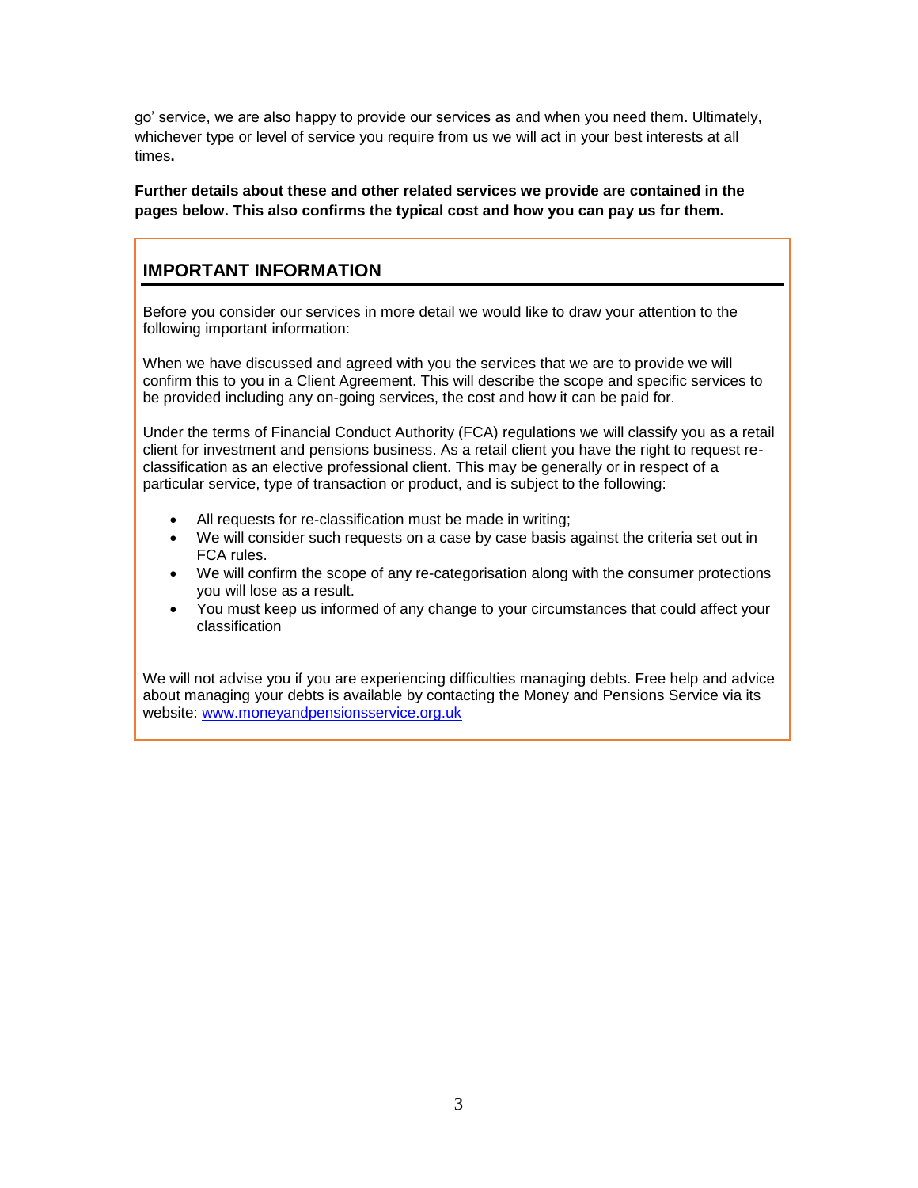go' service, we are also happy to provide our services as and when you need them. Ultimately, whichever type or level of service you require from us we will act in your best interests at all times.

**Further details about these and other related services we provide are contained in the pages below. This also confirms the typical cost and how you can pay us for them.**

## IMPORTANT INFORMATION

Before you consider our services in more detail we would like to draw your attention to the following important information:

When we have discussed and agreed with you the services that we are to provide we will confirm this to you in a Client Agreement. This will describe the scope and specific services to be provided including any on-going services, the cost and how it can be paid for.

Under the terms of Financial Conduct Authority (FCA) regulations we will classify you as a retail client for investment and pensions business. As a retail client you have the right to request re-classification as an elective professional client. This may be generally or in respect of a particular service, type of transaction or product, and is subject to the following:

- All requests for re-classification must be made in writing;
- We will consider such requests on a case by case basis against the criteria set out in FCA rules.
- We will confirm the scope of any re-categorisation along with the consumer protections you will lose as a result.
- You must keep us informed of any change to your circumstances that could affect your classification

We will not advise you if you are experiencing difficulties managing debts. Free help and advice about managing your debts is available by contacting the Money and Pensions Service via its website: [www.moneyandpensionsservice.org.uk](http://www.moneyandpensionsservice.org.uk)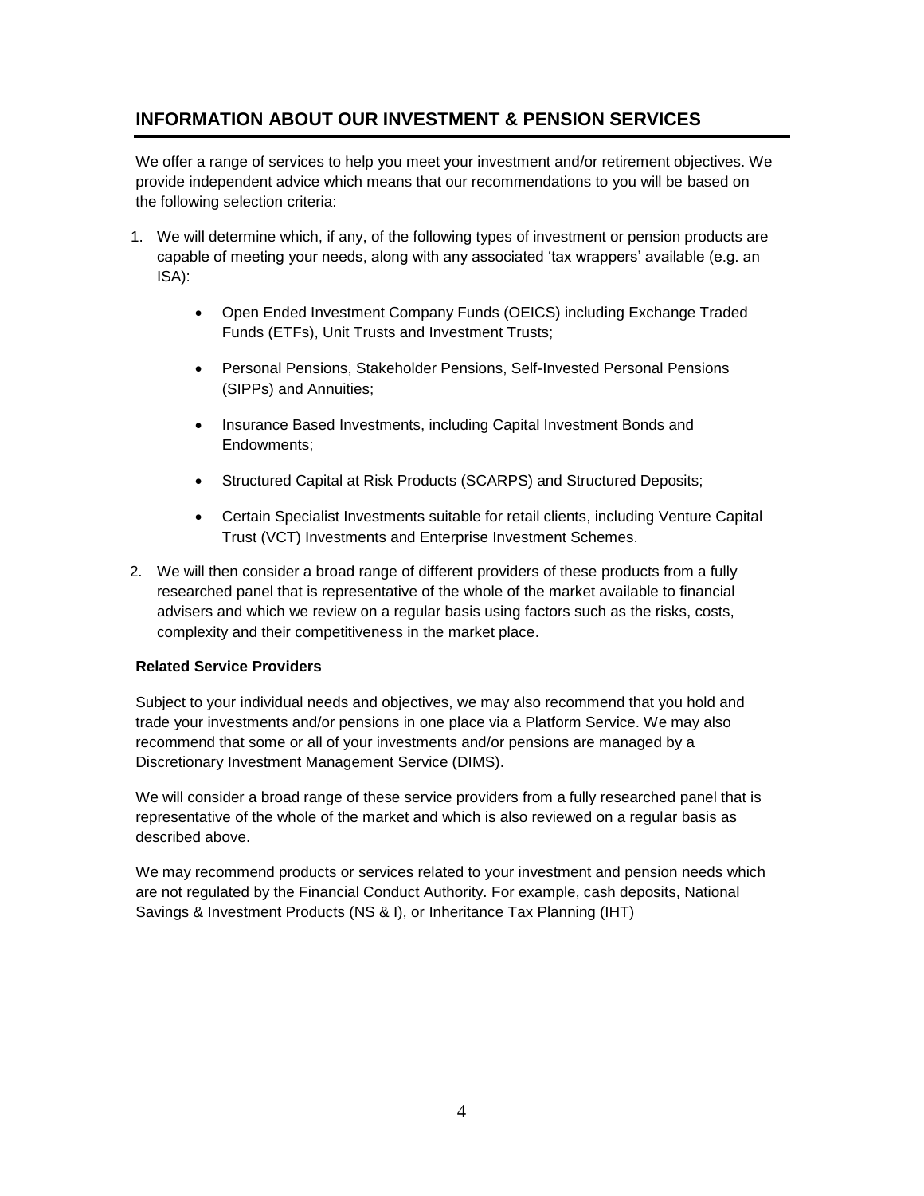## INFORMATION ABOUT OUR INVESTMENT & PENSION SERVICES

We offer a range of services to help you meet your investment and/or retirement objectives. We provide independent advice which means that our recommendations to you will be based on the following selection criteria:

1. We will determine which, if any, of the following types of investment or pension products are capable of meeting your needs, along with any associated 'tax wrappers' available (e.g. an ISA):

    - Open Ended Investment Company Funds (OEICS) including Exchange Traded Funds (ETFs), Unit Trusts and Investment Trusts;
    - Personal Pensions, Stakeholder Pensions, Self-Invested Personal Pensions (SIPPs) and Annuities;
    - Insurance Based Investments, including Capital Investment Bonds and Endowments;
    - Structured Capital at Risk Products (SCARPS) and Structured Deposits;
    - Certain Specialist Investments suitable for retail clients, including Venture Capital Trust (VCT) Investments and Enterprise Investment Schemes.

2. We will then consider a broad range of different providers of these products from a fully researched panel that is representative of the whole of the market available to financial advisers and which we review on a regular basis using factors such as the risks, costs, complexity and their competitiveness in the market place.

**Related Service Providers**

Subject to your individual needs and objectives, we may also recommend that you hold and trade your investments and/or pensions in one place via a Platform Service. We may also recommend that some or all of your investments and/or pensions are managed by a Discretionary Investment Management Service (DIMS).

We will consider a broad range of these service providers from a fully researched panel that is representative of the whole of the market and which is also reviewed on a regular basis as described above.

We may recommend products or services related to your investment and pension needs which are not regulated by the Financial Conduct Authority. For example, cash deposits, National Savings & Investment Products (NS & I), or Inheritance Tax Planning (IHT)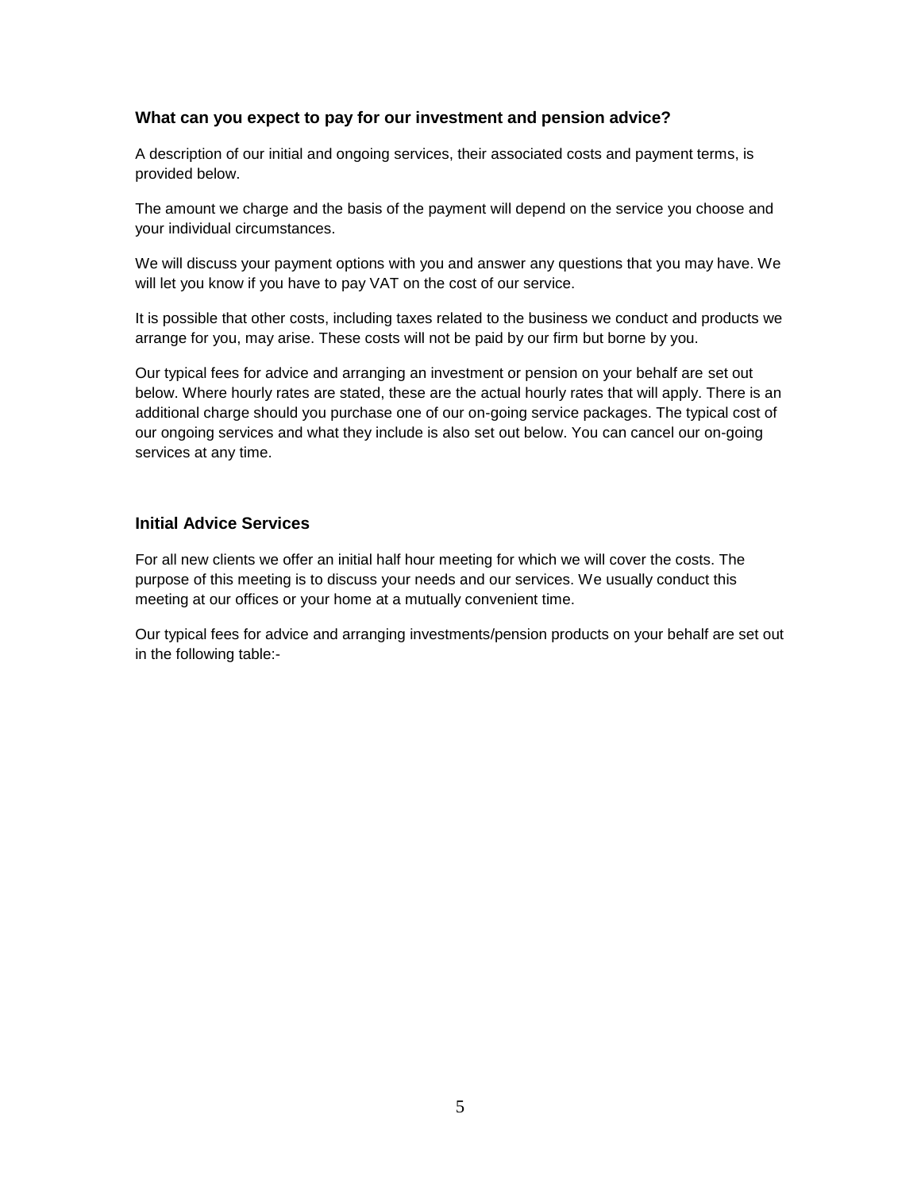### What can you expect to pay for our investment and pension advice?

A description of our initial and ongoing services, their associated costs and payment terms, is provided below.

The amount we charge and the basis of the payment will depend on the service you choose and your individual circumstances.

We will discuss your payment options with you and answer any questions that you may have. We will let you know if you have to pay VAT on the cost of our service.

It is possible that other costs, including taxes related to the business we conduct and products we arrange for you, may arise. These costs will not be paid by our firm but borne by you.

Our typical fees for advice and arranging an investment or pension on your behalf are set out below. Where hourly rates are stated, these are the actual hourly rates that will apply. There is an additional charge should you purchase one of our on-going service packages. The typical cost of our ongoing services and what they include is also set out below. You can cancel our on-going services at any time.

### Initial Advice Services

For all new clients we offer an initial half hour meeting for which we will cover the costs. The purpose of this meeting is to discuss your needs and our services. We usually conduct this meeting at our offices or your home at a mutually convenient time.

Our typical fees for advice and arranging investments/pension products on your behalf are set out in the following table:-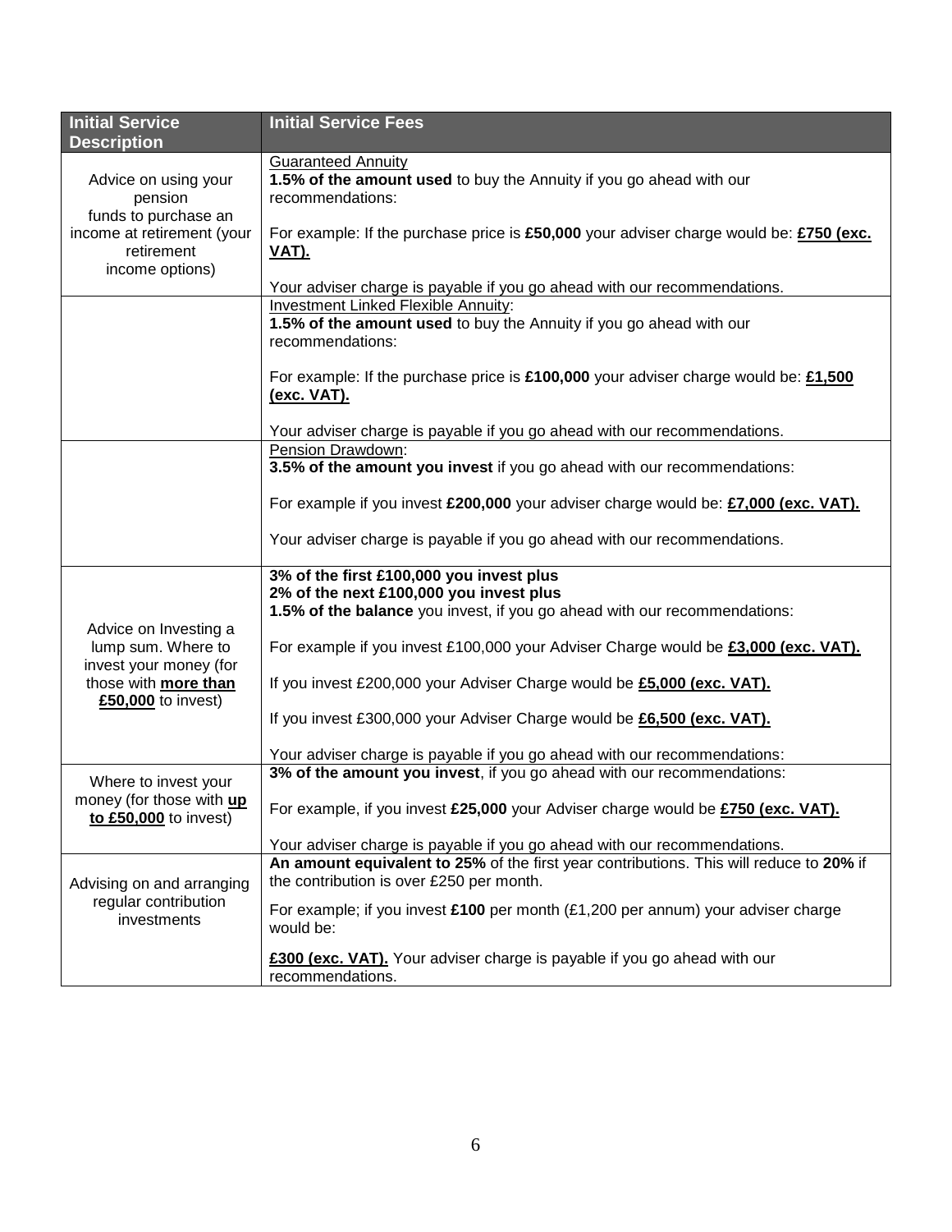| Initial Service Description | Initial Service Fees |
|---|---|
| Advice on using your pension funds to purchase an income at retirement (your retirement income options) | Guaranteed Annuity<br>**1.5% of the amount used** to buy the Annuity if you go ahead with our recommendations:<br><br>For example: If the purchase price is **£50,000** your adviser charge would be: **£750 (exc. VAT).**<br><br>Your adviser charge is payable if you go ahead with our recommendations. |
| | Investment Linked Flexible Annuity:<br>**1.5% of the amount used** to buy the Annuity if you go ahead with our recommendations:<br><br>For example: If the purchase price is **£100,000** your adviser charge would be: **£1,500 (exc. VAT).**<br><br>Your adviser charge is payable if you go ahead with our recommendations. |
| | Pension Drawdown:<br>**3.5% of the amount you invest** if you go ahead with our recommendations:<br><br>For example if you invest **£200,000** your adviser charge would be: **£7,000 (exc. VAT).**<br><br>Your adviser charge is payable if you go ahead with our recommendations. |
| Advice on Investing a lump sum. Where to invest your money (for those with **more than £50,000** to invest) | **3% of the first £100,000 you invest plus**<br>**2% of the next £100,000 you invest plus**<br>**1.5% of the balance** you invest, if you go ahead with our recommendations:<br><br>For example if you invest £100,000 your Adviser Charge would be **£3,000 (exc. VAT).**<br><br>If you invest £200,000 your Adviser Charge would be **£5,000 (exc. VAT).**<br><br>If you invest £300,000 your Adviser Charge would be **£6,500 (exc. VAT).**<br><br>Your adviser charge is payable if you go ahead with our recommendations: |
| Where to invest your money (for those with **up to £50,000** to invest) | **3% of the amount you invest**, if you go ahead with our recommendations:<br><br>For example, if you invest **£25,000** your Adviser charge would be **£750 (exc. VAT).**<br><br>Your adviser charge is payable if you go ahead with our recommendations. |
| Advising on and arranging regular contribution investments | **An amount equivalent to 25%** of the first year contributions. This will reduce to **20%** if the contribution is over £250 per month.<br><br>For example; if you invest **£100** per month (£1,200 per annum) your adviser charge would be:<br><br>**£300 (exc. VAT).** Your adviser charge is payable if you go ahead with our recommendations. |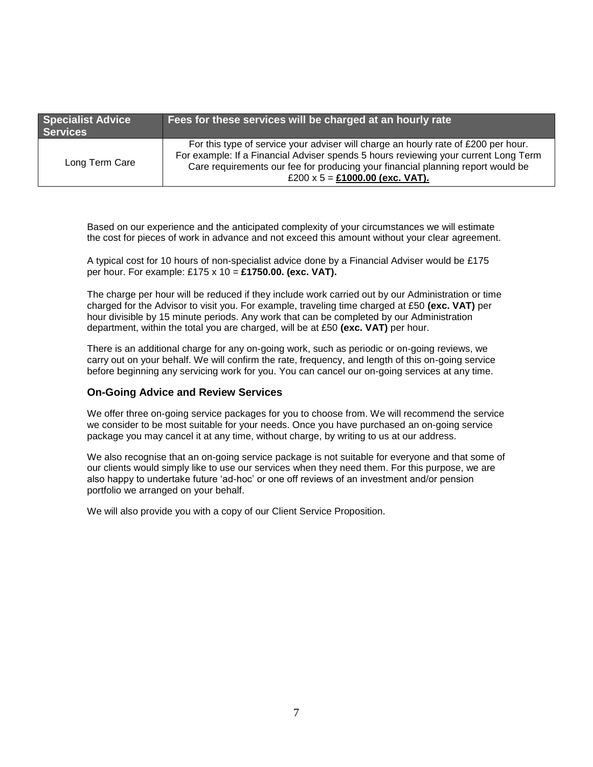| Specialist Advice Services | Fees for these services will be charged at an hourly rate |
|---|---|
| Long Term Care | For this type of service your adviser will charge an hourly rate of £200 per hour. For example: If a Financial Adviser spends 5 hours reviewing your current Long Term Care requirements our fee for producing your financial planning report would be £200 x 5 = **£1000.00 (exc. VAT).** |

Based on our experience and the anticipated complexity of your circumstances we will estimate the cost for pieces of work in advance and not exceed this amount without your clear agreement.

A typical cost for 10 hours of non-specialist advice done by a Financial Adviser would be £175 per hour. For example: £175 x 10 = **£1750.00. (exc. VAT).**

The charge per hour will be reduced if they include work carried out by our Administration or time charged for the Advisor to visit you. For example, traveling time charged at £50 **(exc. VAT)** per hour divisible by 15 minute periods. Any work that can be completed by our Administration department, within the total you are charged, will be at £50 **(exc. VAT)** per hour.

There is an additional charge for any on-going work, such as periodic or on-going reviews, we carry out on your behalf. We will confirm the rate, frequency, and length of this on-going service before beginning any servicing work for you. You can cancel our on-going services at any time.

### On-Going Advice and Review Services

We offer three on-going service packages for you to choose from. We will recommend the service we consider to be most suitable for your needs. Once you have purchased an on-going service package you may cancel it at any time, without charge, by writing to us at our address.

We also recognise that an on-going service package is not suitable for everyone and that some of our clients would simply like to use our services when they need them. For this purpose, we are also happy to undertake future 'ad-hoc' or one off reviews of an investment and/or pension portfolio we arranged on your behalf.

We will also provide you with a copy of our Client Service Proposition.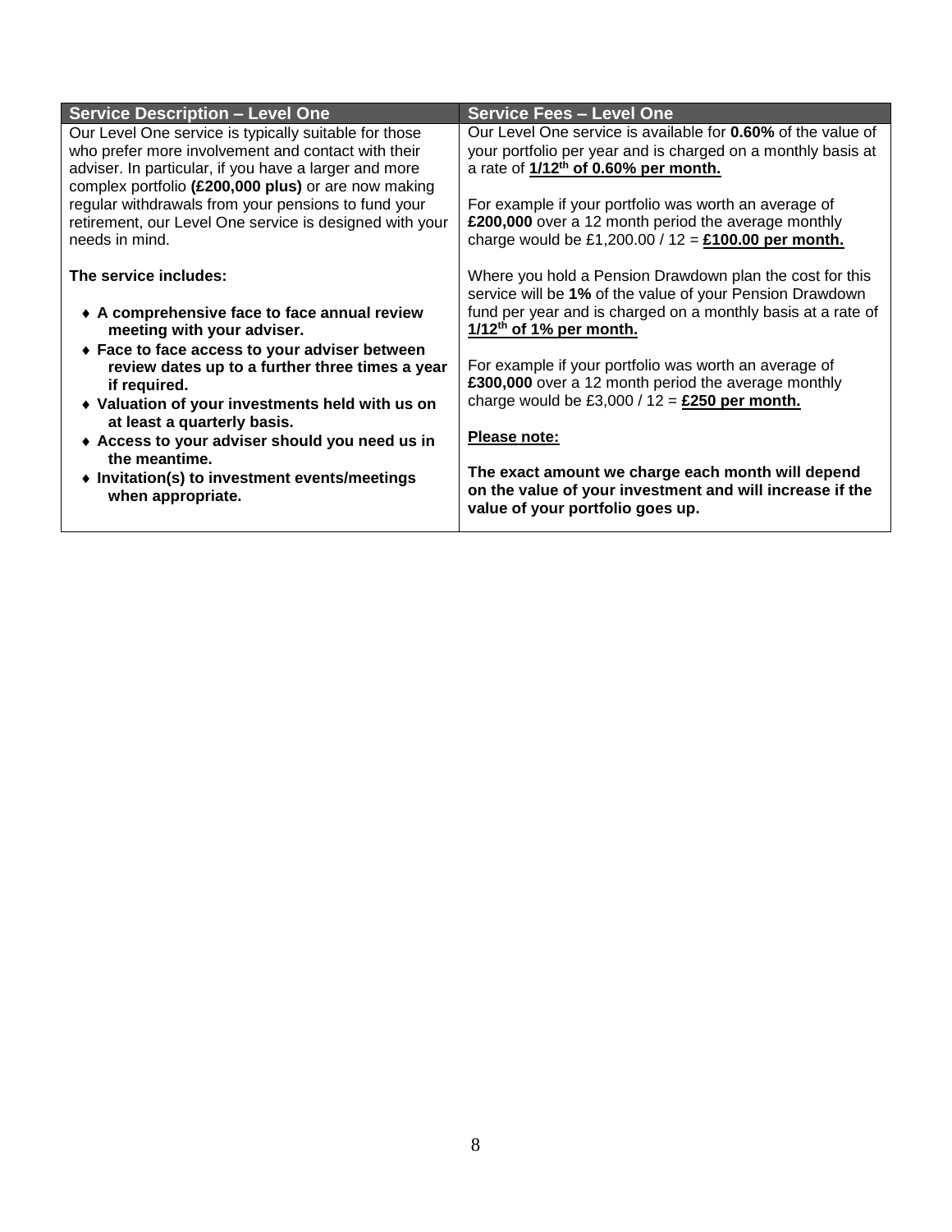| Service Description – Level One | Service Fees – Level One |
|---|---|
| Our Level One service is typically suitable for those who prefer more involvement and contact with their adviser. In particular, if you have a larger and more complex portfolio **(£200,000 plus)** or are now making regular withdrawals from your pensions to fund your retirement, our Level One service is designed with your needs in mind.<br><br>**The service includes:**<br><br>♦ **A comprehensive face to face annual review meeting with your adviser.**<br>♦ **Face to face access to your adviser between review dates up to a further three times a year if required.**<br>♦ **Valuation of your investments held with us on at least a quarterly basis.**<br>♦ **Access to your adviser should you need us in the meantime.**<br>♦ **Invitation(s) to investment events/meetings when appropriate.** | Our Level One service is available for **0.60%** of the value of your portfolio per year and is charged on a monthly basis at a rate of **1/12th of 0.60% per month.**<br><br>For example if your portfolio was worth an average of **£200,000** over a 12 month period the average monthly charge would be £1,200.00 / 12 = **£100.00 per month.**<br><br>Where you hold a Pension Drawdown plan the cost for this service will be **1%** of the value of your Pension Drawdown fund per year and is charged on a monthly basis at a rate of **1/12th of 1% per month.**<br><br>For example if your portfolio was worth an average of **£300,000** over a 12 month period the average monthly charge would be £3,000 / 12 = **£250 per month.**<br><br>**Please note:**<br><br>**The exact amount we charge each month will depend on the value of your investment and will increase if the value of your portfolio goes up.** |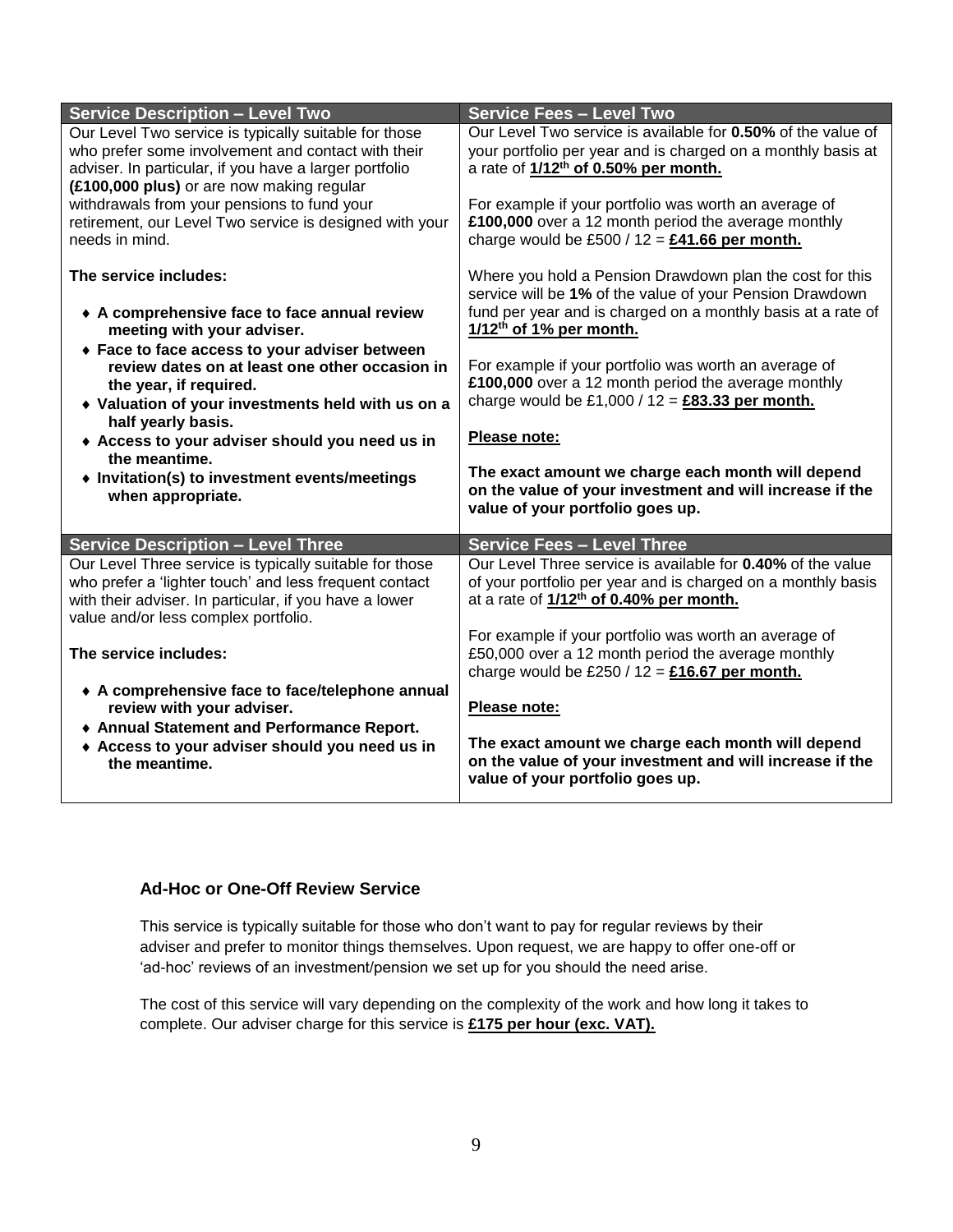| Service Description – Level Two | Service Fees – Level Two |
|---|---|
| Our Level Two service is typically suitable for those who prefer some involvement and contact with their adviser. In particular, if you have a larger portfolio **(£100,000 plus)** or are now making regular withdrawals from your pensions to fund your retirement, our Level Two service is designed with your needs in mind.<br><br>**The service includes:**<br><br>♦ **A comprehensive face to face annual review meeting with your adviser.**<br>♦ **Face to face access to your adviser between review dates on at least one other occasion in the year, if required.**<br>♦ **Valuation of your investments held with us on a half yearly basis.**<br>♦ **Access to your adviser should you need us in the meantime.**<br>♦ **Invitation(s) to investment events/meetings when appropriate.** | Our Level Two service is available for **0.50%** of the value of your portfolio per year and is charged on a monthly basis at a rate of **1/12th of 0.50% per month.**<br><br>For example if your portfolio was worth an average of **£100,000** over a 12 month period the average monthly charge would be £500 / 12 = **£41.66 per month.**<br><br>Where you hold a Pension Drawdown plan the cost for this service will be **1%** of the value of your Pension Drawdown fund per year and is charged on a monthly basis at a rate of **1/12th of 1% per month.**<br><br>For example if your portfolio was worth an average of **£100,000** over a 12 month period the average monthly charge would be £1,000 / 12 = **£83.33 per month.**<br><br>**Please note:**<br><br>**The exact amount we charge each month will depend on the value of your investment and will increase if the value of your portfolio goes up.** |
| **Service Description – Level Three** | **Service Fees – Level Three** |
| Our Level Three service is typically suitable for those who prefer a 'lighter touch' and less frequent contact with their adviser. In particular, if you have a lower value and/or less complex portfolio.<br><br>**The service includes:**<br><br>♦ **A comprehensive face to face/telephone annual review with your adviser.**<br>♦ **Annual Statement and Performance Report.**<br>♦ **Access to your adviser should you need us in the meantime.** | Our Level Three service is available for **0.40%** of the value of your portfolio per year and is charged on a monthly basis at a rate of **1/12th of 0.40% per month.**<br><br>For example if your portfolio was worth an average of £50,000 over a 12 month period the average monthly charge would be £250 / 12 = **£16.67 per month.**<br><br>**Please note:**<br><br>**The exact amount we charge each month will depend on the value of your investment and will increase if the value of your portfolio goes up.** |

### Ad-Hoc or One-Off Review Service

This service is typically suitable for those who don't want to pay for regular reviews by their adviser and prefer to monitor things themselves. Upon request, we are happy to offer one-off or 'ad-hoc' reviews of an investment/pension we set up for you should the need arise.

The cost of this service will vary depending on the complexity of the work and how long it takes to complete. Our adviser charge for this service is **£175 per hour (exc. VAT).**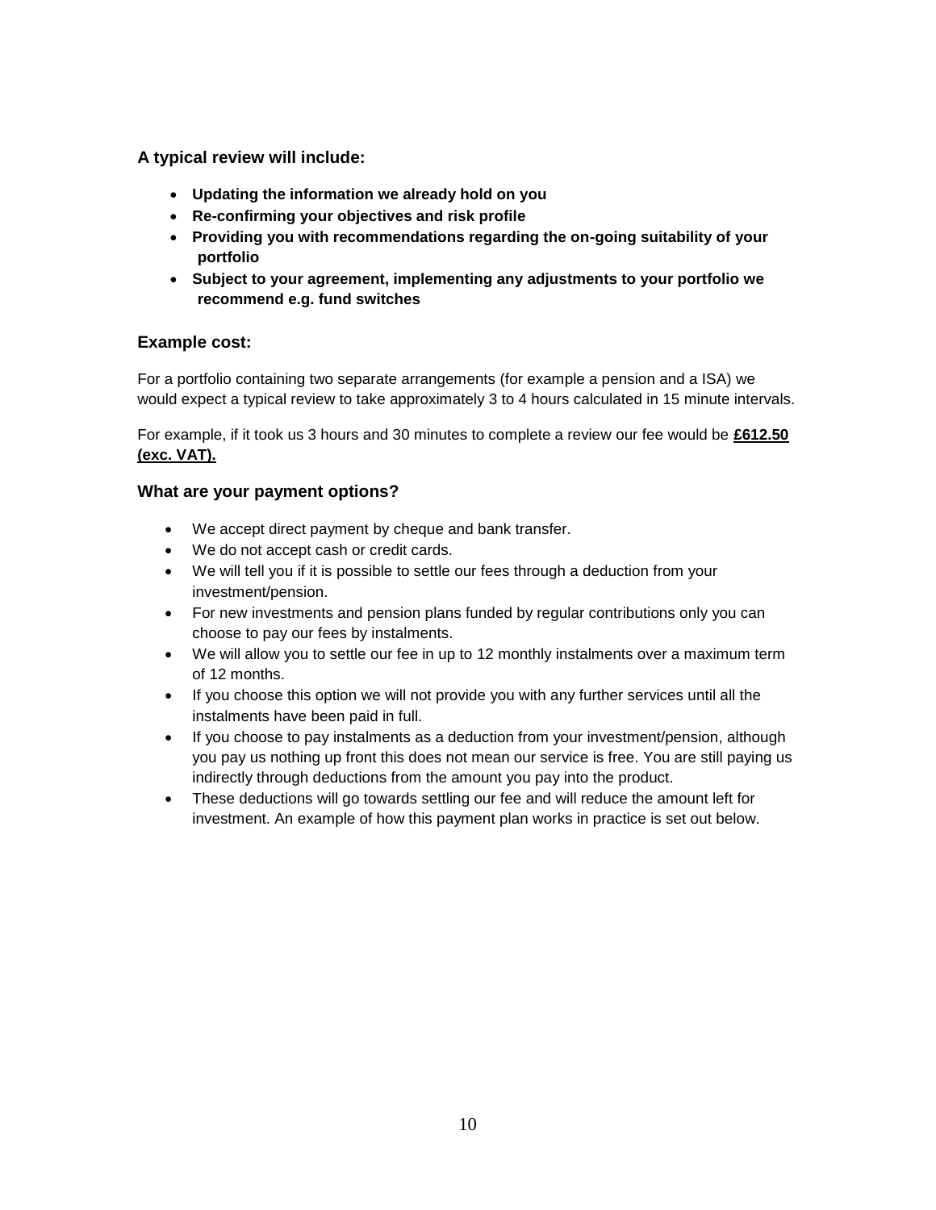### A typical review will include:

- **Updating the information we already hold on you**
- **Re-confirming your objectives and risk profile**
- **Providing you with recommendations regarding the on-going suitability of your portfolio**
- **Subject to your agreement, implementing any adjustments to your portfolio we recommend e.g. fund switches**

### Example cost:

For a portfolio containing two separate arrangements (for example a pension and a ISA) we would expect a typical review to take approximately 3 to 4 hours calculated in 15 minute intervals.

For example, if it took us 3 hours and 30 minutes to complete a review our fee would be **<u>£612.50 (exc. VAT).</u>**

### What are your payment options?

- We accept direct payment by cheque and bank transfer.
- We do not accept cash or credit cards.
- We will tell you if it is possible to settle our fees through a deduction from your investment/pension.
- For new investments and pension plans funded by regular contributions only you can choose to pay our fees by instalments.
- We will allow you to settle our fee in up to 12 monthly instalments over a maximum term of 12 months.
- If you choose this option we will not provide you with any further services until all the instalments have been paid in full.
- If you choose to pay instalments as a deduction from your investment/pension, although you pay us nothing up front this does not mean our service is free. You are still paying us indirectly through deductions from the amount you pay into the product.
- These deductions will go towards settling our fee and will reduce the amount left for investment. An example of how this payment plan works in practice is set out below.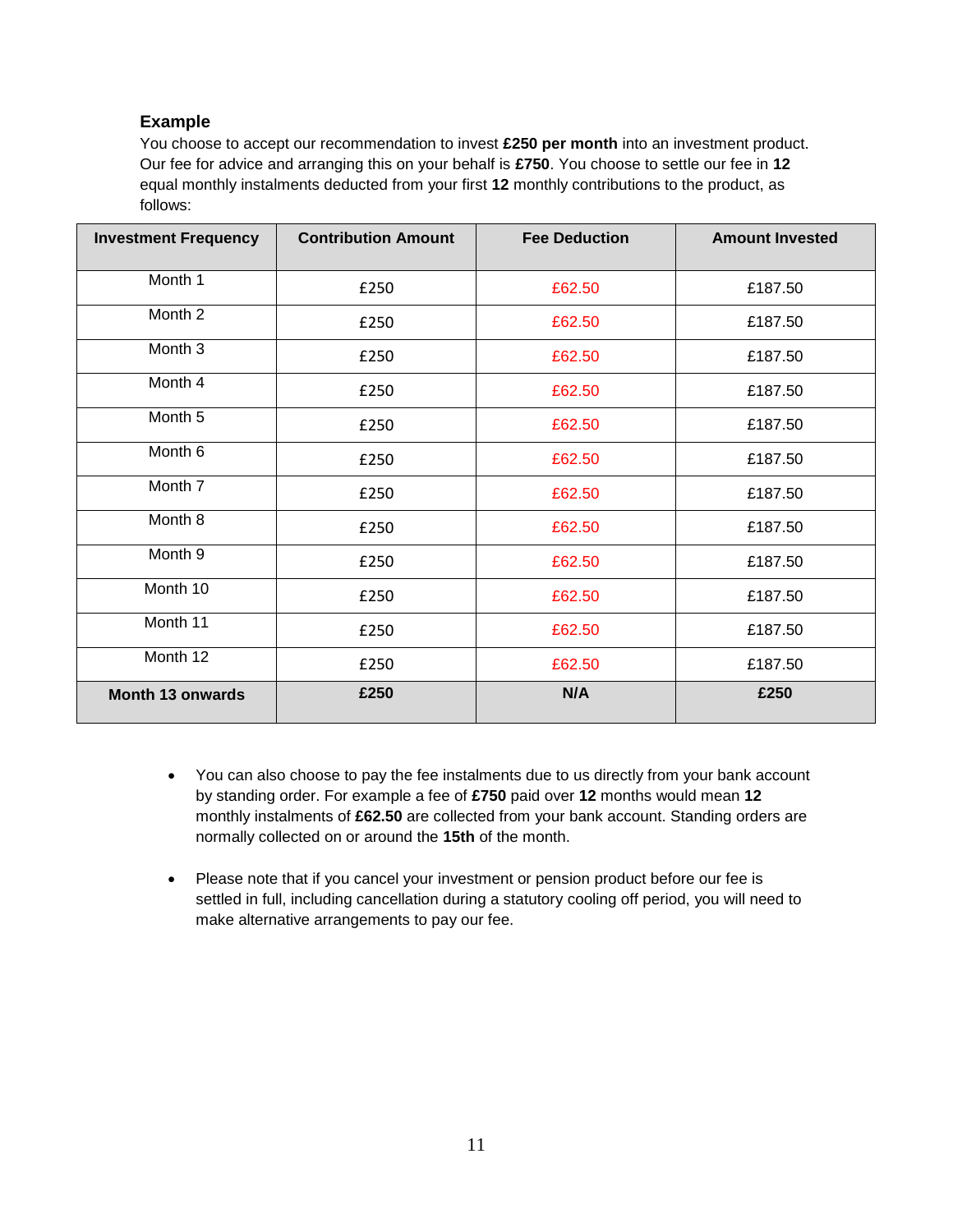### Example

You choose to accept our recommendation to invest **£250 per month** into an investment product. Our fee for advice and arranging this on your behalf is **£750**. You choose to settle our fee in **12** equal monthly instalments deducted from your first **12** monthly contributions to the product, as follows:

| Investment Frequency | Contribution Amount | Fee Deduction | Amount Invested |
|---|---|---|---|
| Month 1 | £250 | £62.50 | £187.50 |
| Month 2 | £250 | £62.50 | £187.50 |
| Month 3 | £250 | £62.50 | £187.50 |
| Month 4 | £250 | £62.50 | £187.50 |
| Month 5 | £250 | £62.50 | £187.50 |
| Month 6 | £250 | £62.50 | £187.50 |
| Month 7 | £250 | £62.50 | £187.50 |
| Month 8 | £250 | £62.50 | £187.50 |
| Month 9 | £250 | £62.50 | £187.50 |
| Month 10 | £250 | £62.50 | £187.50 |
| Month 11 | £250 | £62.50 | £187.50 |
| Month 12 | £250 | £62.50 | £187.50 |
| **Month 13 onwards** | **£250** | **N/A** | **£250** |

- You can also choose to pay the fee instalments due to us directly from your bank account by standing order. For example a fee of **£750** paid over **12** months would mean **12** monthly instalments of **£62.50** are collected from your bank account. Standing orders are normally collected on or around the **15th** of the month.

- Please note that if you cancel your investment or pension product before our fee is settled in full, including cancellation during a statutory cooling off period, you will need to make alternative arrangements to pay our fee.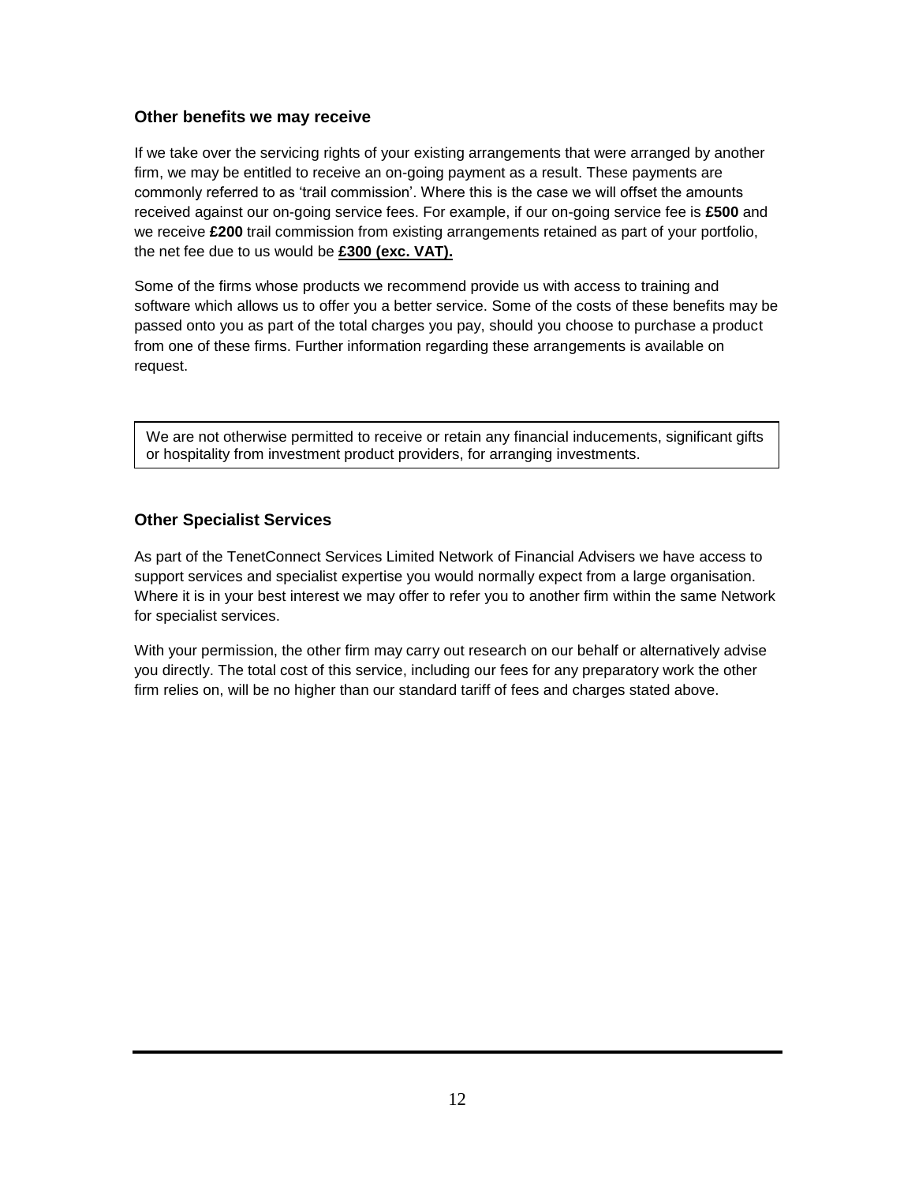### Other benefits we may receive

If we take over the servicing rights of your existing arrangements that were arranged by another firm, we may be entitled to receive an on-going payment as a result. These payments are commonly referred to as 'trail commission'. Where this is the case we will offset the amounts received against our on-going service fees. For example, if our on-going service fee is **£500** and we receive **£200** trail commission from existing arrangements retained as part of your portfolio, the net fee due to us would be **£300 (exc. VAT).**

Some of the firms whose products we recommend provide us with access to training and software which allows us to offer you a better service. Some of the costs of these benefits may be passed onto you as part of the total charges you pay, should you choose to purchase a product from one of these firms. Further information regarding these arrangements is available on request.

> We are not otherwise permitted to receive or retain any financial inducements, significant gifts or hospitality from investment product providers, for arranging investments.

### Other Specialist Services

As part of the TenetConnect Services Limited Network of Financial Advisers we have access to support services and specialist expertise you would normally expect from a large organisation. Where it is in your best interest we may offer to refer you to another firm within the same Network for specialist services.

With your permission, the other firm may carry out research on our behalf or alternatively advise you directly. The total cost of this service, including our fees for any preparatory work the other firm relies on, will be no higher than our standard tariff of fees and charges stated above.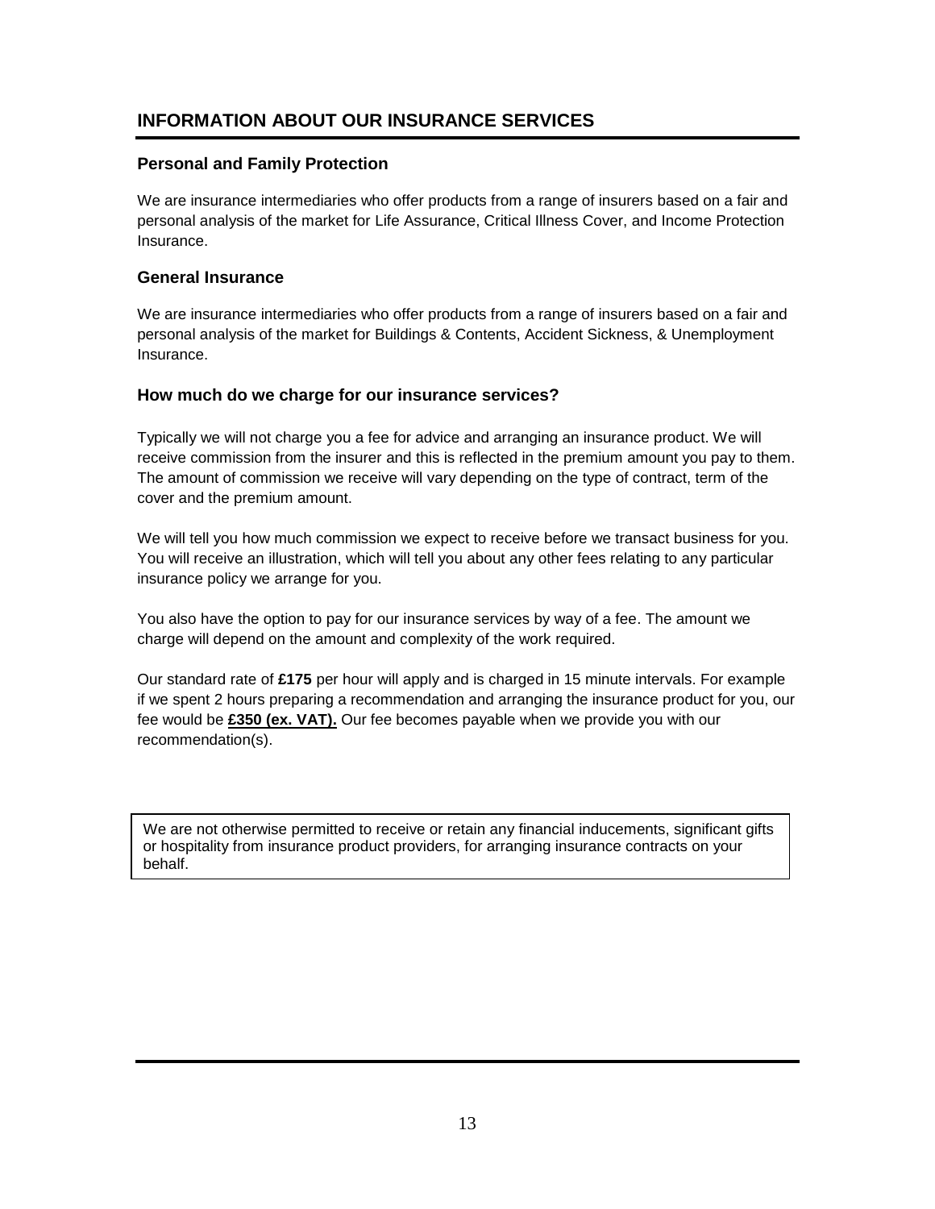## INFORMATION ABOUT OUR INSURANCE SERVICES

### Personal and Family Protection

We are insurance intermediaries who offer products from a range of insurers based on a fair and personal analysis of the market for Life Assurance, Critical Illness Cover, and Income Protection Insurance.

### General Insurance

We are insurance intermediaries who offer products from a range of insurers based on a fair and personal analysis of the market for Buildings & Contents, Accident Sickness, & Unemployment Insurance.

### How much do we charge for our insurance services?

Typically we will not charge you a fee for advice and arranging an insurance product. We will receive commission from the insurer and this is reflected in the premium amount you pay to them. The amount of commission we receive will vary depending on the type of contract, term of the cover and the premium amount.

We will tell you how much commission we expect to receive before we transact business for you. You will receive an illustration, which will tell you about any other fees relating to any particular insurance policy we arrange for you.

You also have the option to pay for our insurance services by way of a fee. The amount we charge will depend on the amount and complexity of the work required.

Our standard rate of **£175** per hour will apply and is charged in 15 minute intervals. For example if we spent 2 hours preparing a recommendation and arranging the insurance product for you, our fee would be **£350 (ex. VAT).** Our fee becomes payable when we provide you with our recommendation(s).

> We are not otherwise permitted to receive or retain any financial inducements, significant gifts or hospitality from insurance product providers, for arranging insurance contracts on your behalf.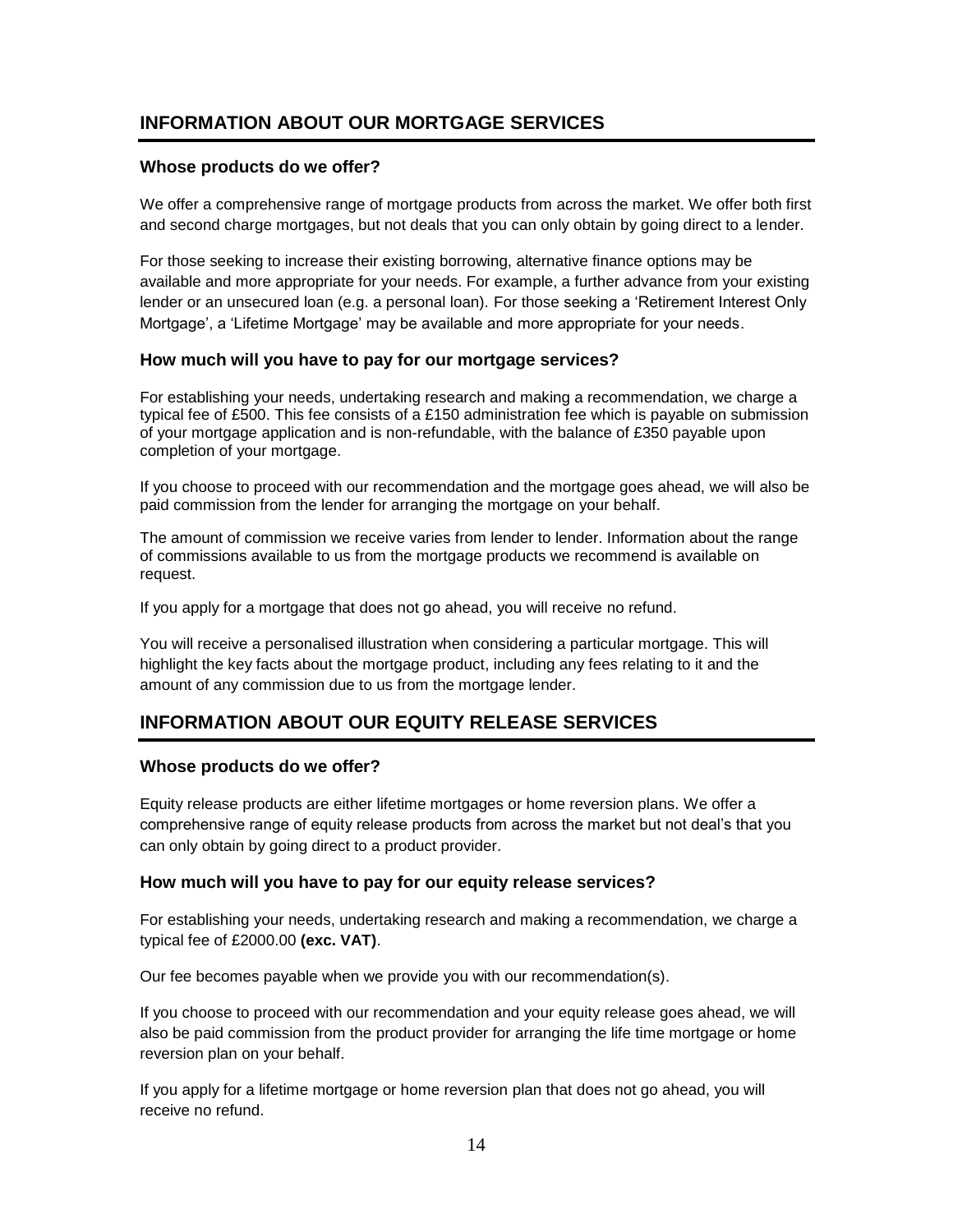## INFORMATION ABOUT OUR MORTGAGE SERVICES

### Whose products do we offer?

We offer a comprehensive range of mortgage products from across the market. We offer both first and second charge mortgages, but not deals that you can only obtain by going direct to a lender.

For those seeking to increase their existing borrowing, alternative finance options may be available and more appropriate for your needs. For example, a further advance from your existing lender or an unsecured loan (e.g. a personal loan). For those seeking a 'Retirement Interest Only Mortgage', a 'Lifetime Mortgage' may be available and more appropriate for your needs.

### How much will you have to pay for our mortgage services?

For establishing your needs, undertaking research and making a recommendation, we charge a typical fee of £500. This fee consists of a £150 administration fee which is payable on submission of your mortgage application and is non-refundable, with the balance of £350 payable upon completion of your mortgage.

If you choose to proceed with our recommendation and the mortgage goes ahead, we will also be paid commission from the lender for arranging the mortgage on your behalf.

The amount of commission we receive varies from lender to lender. Information about the range of commissions available to us from the mortgage products we recommend is available on request.

If you apply for a mortgage that does not go ahead, you will receive no refund.

You will receive a personalised illustration when considering a particular mortgage. This will highlight the key facts about the mortgage product, including any fees relating to it and the amount of any commission due to us from the mortgage lender.

## INFORMATION ABOUT OUR EQUITY RELEASE SERVICES

### Whose products do we offer?

Equity release products are either lifetime mortgages or home reversion plans. We offer a comprehensive range of equity release products from across the market but not deal's that you can only obtain by going direct to a product provider.

### How much will you have to pay for our equity release services?

For establishing your needs, undertaking research and making a recommendation, we charge a typical fee of £2000.00 **(exc. VAT)**.

Our fee becomes payable when we provide you with our recommendation(s).

If you choose to proceed with our recommendation and your equity release goes ahead, we will also be paid commission from the product provider for arranging the life time mortgage or home reversion plan on your behalf.

If you apply for a lifetime mortgage or home reversion plan that does not go ahead, you will receive no refund.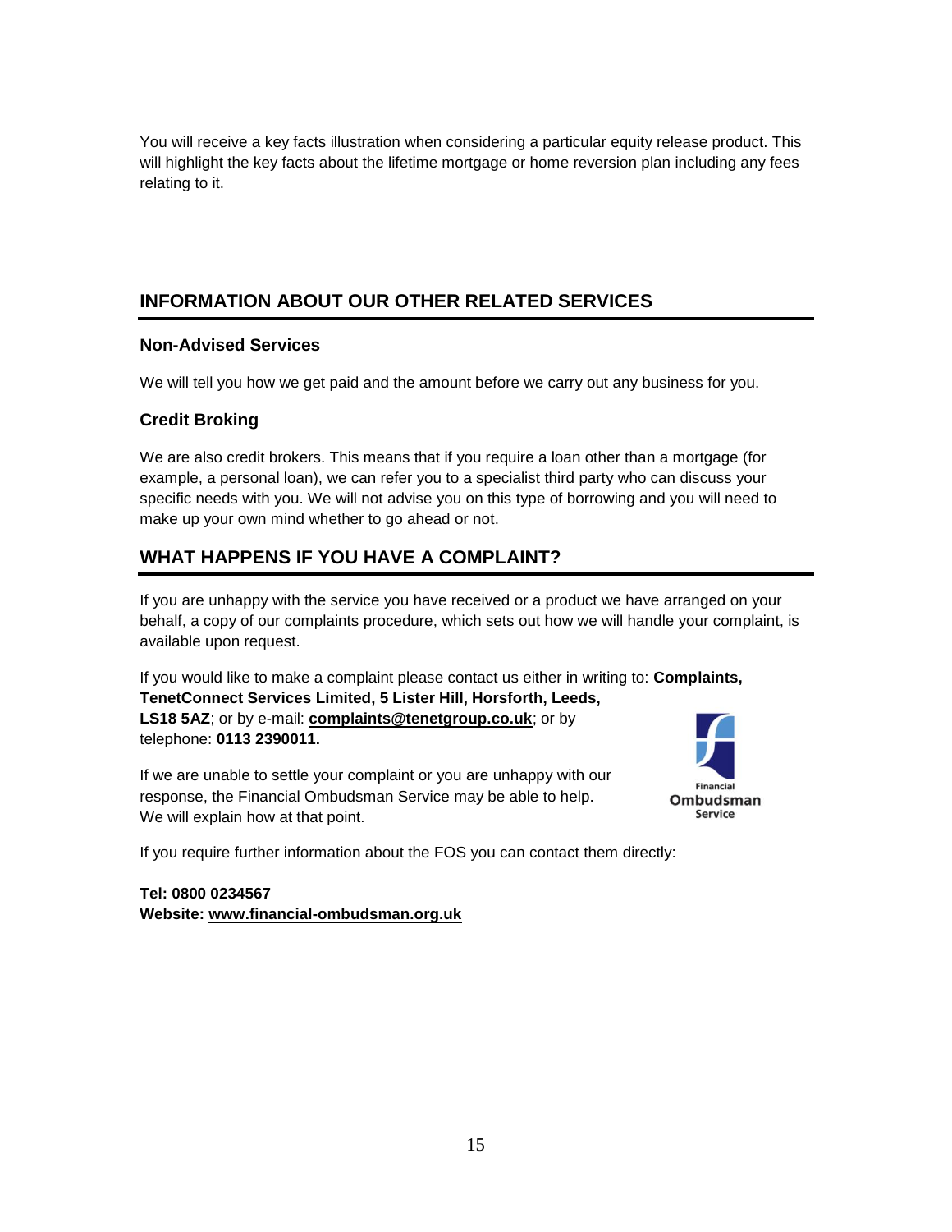You will receive a key facts illustration when considering a particular equity release product. This will highlight the key facts about the lifetime mortgage or home reversion plan including any fees relating to it.

## INFORMATION ABOUT OUR OTHER RELATED SERVICES

### Non-Advised Services

We will tell you how we get paid and the amount before we carry out any business for you.

### Credit Broking

We are also credit brokers. This means that if you require a loan other than a mortgage (for example, a personal loan), we can refer you to a specialist third party who can discuss your specific needs with you. We will not advise you on this type of borrowing and you will need to make up your own mind whether to go ahead or not.

## WHAT HAPPENS IF YOU HAVE A COMPLAINT?

If you are unhappy with the service you have received or a product we have arranged on your behalf, a copy of our complaints procedure, which sets out how we will handle your complaint, is available upon request.

If you would like to make a complaint please contact us either in writing to: **Complaints, TenetConnect Services Limited, 5 Lister Hill, Horsforth, Leeds, LS18 5AZ**; or by e-mail: **complaints@tenetgroup.co.uk**; or by telephone: **0113 2390011.**

If we are unable to settle your complaint or you are unhappy with our response, the Financial Ombudsman Service may be able to help. We will explain how at that point.

If you require further information about the FOS you can contact them directly:

**Tel: 0800 0234567**
**Website: www.financial-ombudsman.org.uk**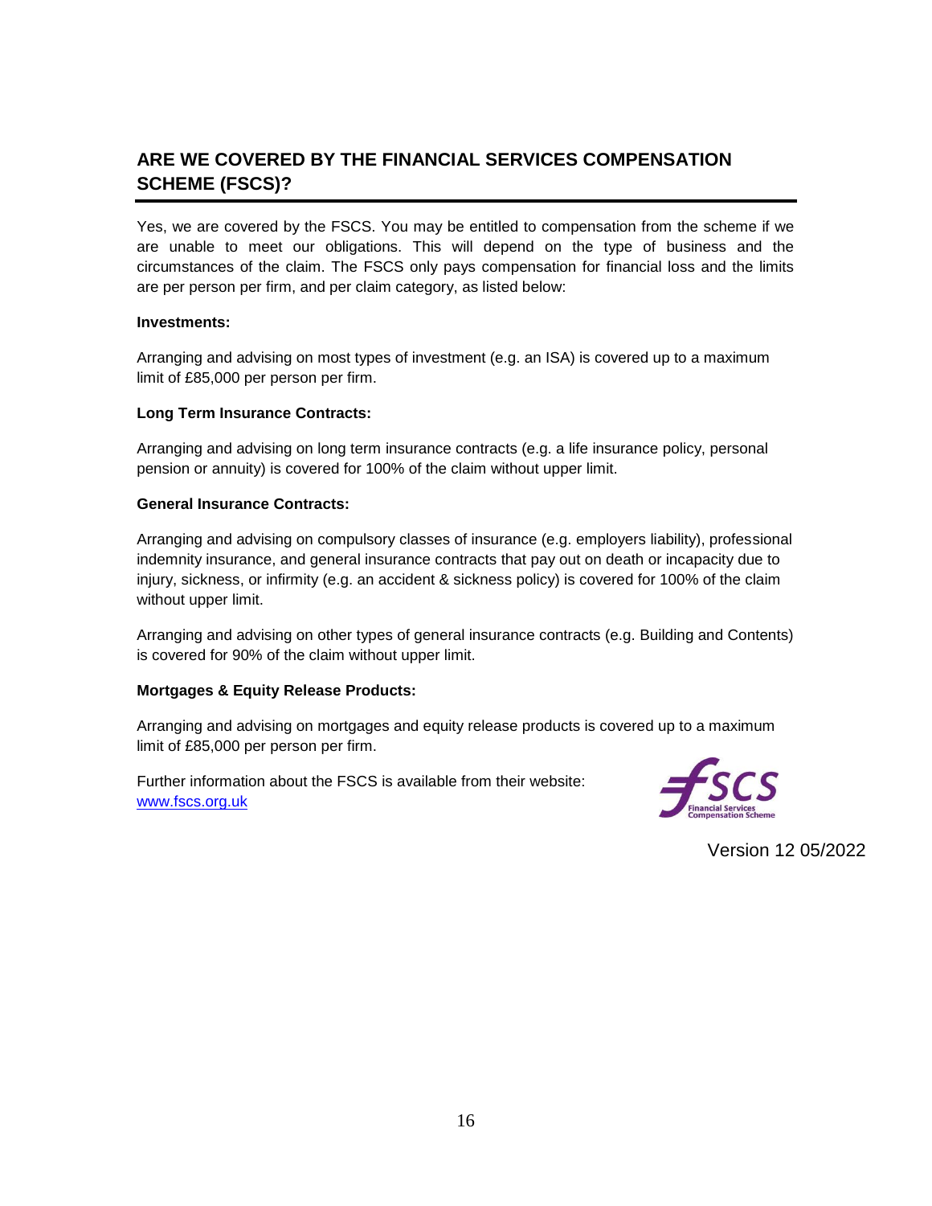## ARE WE COVERED BY THE FINANCIAL SERVICES COMPENSATION SCHEME (FSCS)?

Yes, we are covered by the FSCS. You may be entitled to compensation from the scheme if we are unable to meet our obligations. This will depend on the type of business and the circumstances of the claim. The FSCS only pays compensation for financial loss and the limits are per person per firm, and per claim category, as listed below:

**Investments:**

Arranging and advising on most types of investment (e.g. an ISA) is covered up to a maximum limit of £85,000 per person per firm.

**Long Term Insurance Contracts:**

Arranging and advising on long term insurance contracts (e.g. a life insurance policy, personal pension or annuity) is covered for 100% of the claim without upper limit.

**General Insurance Contracts:**

Arranging and advising on compulsory classes of insurance (e.g. employers liability), professional indemnity insurance, and general insurance contracts that pay out on death or incapacity due to injury, sickness, or infirmity (e.g. an accident & sickness policy) is covered for 100% of the claim without upper limit.

Arranging and advising on other types of general insurance contracts (e.g. Building and Contents) is covered for 90% of the claim without upper limit.

**Mortgages & Equity Release Products:**

Arranging and advising on mortgages and equity release products is covered up to a maximum limit of £85,000 per person per firm.

Further information about the FSCS is available from their website: [www.fscs.org.uk](http://www.fscs.org.uk)

FSCS Financial Services Compensation Scheme

Version 12 05/2022